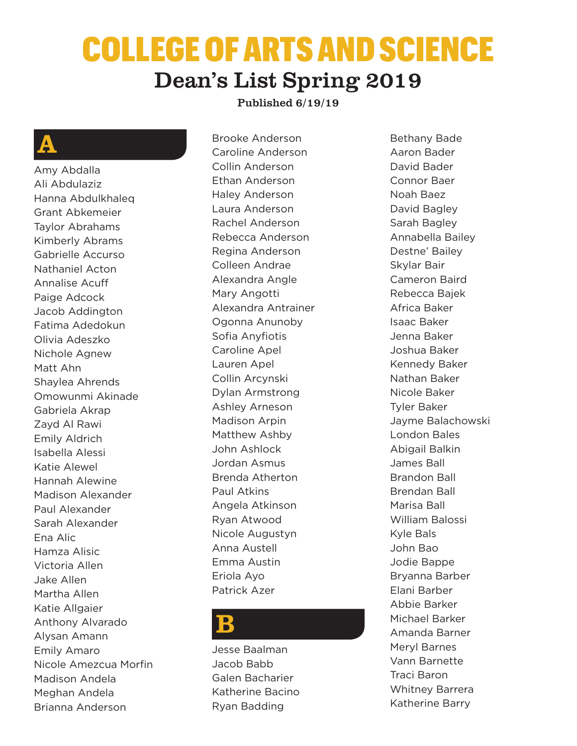# COLLEGE OF ARTS AND SCIENCE

## Dean's List Spring 2019

**Published 6/19/19**

## A

Amy Abdalla
Ali Abdulaziz
Hanna Abdulkhaleq
Grant Abkemeier
Taylor Abrahams
Kimberly Abrams
Gabrielle Accurso
Nathaniel Acton
Annalise Acuff
Paige Adcock
Jacob Addington
Fatima Adedokun
Olivia Adeszko
Nichole Agnew
Matt Ahn
Shaylea Ahrends
Omowunmi Akinade
Gabriela Akrap
Zayd Al Rawi
Emily Aldrich
Isabella Alessi
Katie Alewel
Hannah Alewine
Madison Alexander
Paul Alexander
Sarah Alexander
Ena Alic
Hamza Alisic
Victoria Allen
Jake Allen
Martha Allen
Katie Allgaier
Anthony Alvarado
Alysan Amann
Emily Amaro
Nicole Amezcua Morfin
Madison Andela
Meghan Andela
Brianna Anderson
Brooke Anderson
Caroline Anderson
Collin Anderson
Ethan Anderson
Haley Anderson
Laura Anderson
Rachel Anderson
Rebecca Anderson
Regina Anderson
Colleen Andrae
Alexandra Angle
Mary Angotti
Alexandra Antrainer
Ogonna Anunoby
Sofia Anyfiotis
Caroline Apel
Lauren Apel
Collin Arcynski
Dylan Armstrong
Ashley Arneson
Madison Arpin
Matthew Ashby
John Ashlock
Jordan Asmus
Brenda Atherton
Paul Atkins
Angela Atkinson
Ryan Atwood
Nicole Augustyn
Anna Austell
Emma Austin
Eriola Ayo
Patrick Azer

## B

Jesse Baalman
Jacob Babb
Galen Bacharier
Katherine Bacino
Ryan Badding
Bethany Bade
Aaron Bader
David Bader
Connor Baer
Noah Baez
David Bagley
Sarah Bagley
Annabella Bailey
Destne' Bailey
Skylar Bair
Cameron Baird
Rebecca Bajek
Africa Baker
Isaac Baker
Jenna Baker
Joshua Baker
Kennedy Baker
Nathan Baker
Nicole Baker
Tyler Baker
Jayme Balachowski
London Bales
Abigail Balkin
James Ball
Brandon Ball
Brendan Ball
Marisa Ball
William Balossi
Kyle Bals
John Bao
Jodie Bappe
Bryanna Barber
Elani Barber
Abbie Barker
Michael Barker
Amanda Barner
Meryl Barnes
Vann Barnette
Traci Baron
Whitney Barrera
Katherine Barry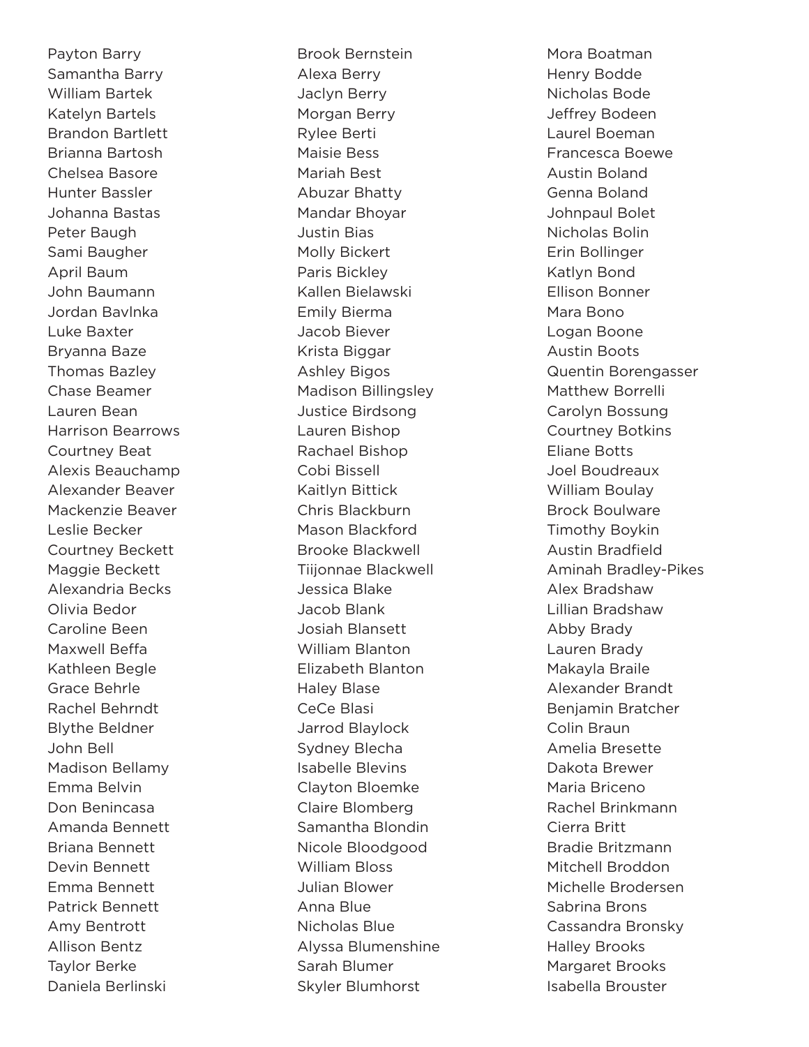Payton Barry
Samantha Barry
William Bartek
Katelyn Bartels
Brandon Bartlett
Brianna Bartosh
Chelsea Basore
Hunter Bassler
Johanna Bastas
Peter Baugh
Sami Baugher
April Baum
John Baumann
Jordan Bavlnka
Luke Baxter
Bryanna Baze
Thomas Bazley
Chase Beamer
Lauren Bean
Harrison Bearrows
Courtney Beat
Alexis Beauchamp
Alexander Beaver
Mackenzie Beaver
Leslie Becker
Courtney Beckett
Maggie Beckett
Alexandria Becks
Olivia Bedor
Caroline Been
Maxwell Beffa
Kathleen Begle
Grace Behrle
Rachel Behrndt
Blythe Beldner
John Bell
Madison Bellamy
Emma Belvin
Don Benincasa
Amanda Bennett
Briana Bennett
Devin Bennett
Emma Bennett
Patrick Bennett
Amy Bentrott
Allison Bentz
Taylor Berke
Daniela Berlinski
Brook Bernstein
Alexa Berry
Jaclyn Berry
Morgan Berry
Rylee Berti
Maisie Bess
Mariah Best
Abuzar Bhatty
Mandar Bhoyar
Justin Bias
Molly Bickert
Paris Bickley
Kallen Bielawski
Emily Bierma
Jacob Biever
Krista Biggar
Ashley Bigos
Madison Billingsley
Justice Birdsong
Lauren Bishop
Rachael Bishop
Cobi Bissell
Kaitlyn Bittick
Chris Blackburn
Mason Blackford
Brooke Blackwell
Tiijonnae Blackwell
Jessica Blake
Jacob Blank
Josiah Blansett
William Blanton
Elizabeth Blanton
Haley Blase
CeCe Blasi
Jarrod Blaylock
Sydney Blecha
Isabelle Blevins
Clayton Bloemke
Claire Blomberg
Samantha Blondin
Nicole Bloodgood
William Bloss
Julian Blower
Anna Blue
Nicholas Blue
Alyssa Blumenshine
Sarah Blumer
Skyler Blumhorst
Mora Boatman
Henry Bodde
Nicholas Bode
Jeffrey Bodeen
Laurel Boeman
Francesca Boewe
Austin Boland
Genna Boland
Johnpaul Bolet
Nicholas Bolin
Erin Bollinger
Katlyn Bond
Ellison Bonner
Mara Bono
Logan Boone
Austin Boots
Quentin Borengasser
Matthew Borrelli
Carolyn Bossung
Courtney Botkins
Eliane Botts
Joel Boudreaux
William Boulay
Brock Boulware
Timothy Boykin
Austin Bradfield
Aminah Bradley-Pikes
Alex Bradshaw
Lillian Bradshaw
Abby Brady
Lauren Brady
Makayla Braile
Alexander Brandt
Benjamin Bratcher
Colin Braun
Amelia Bresette
Dakota Brewer
Maria Briceno
Rachel Brinkmann
Cierra Britt
Bradie Britzmann
Mitchell Broddon
Michelle Brodersen
Sabrina Brons
Cassandra Bronsky
Halley Brooks
Margaret Brooks
Isabella Brouster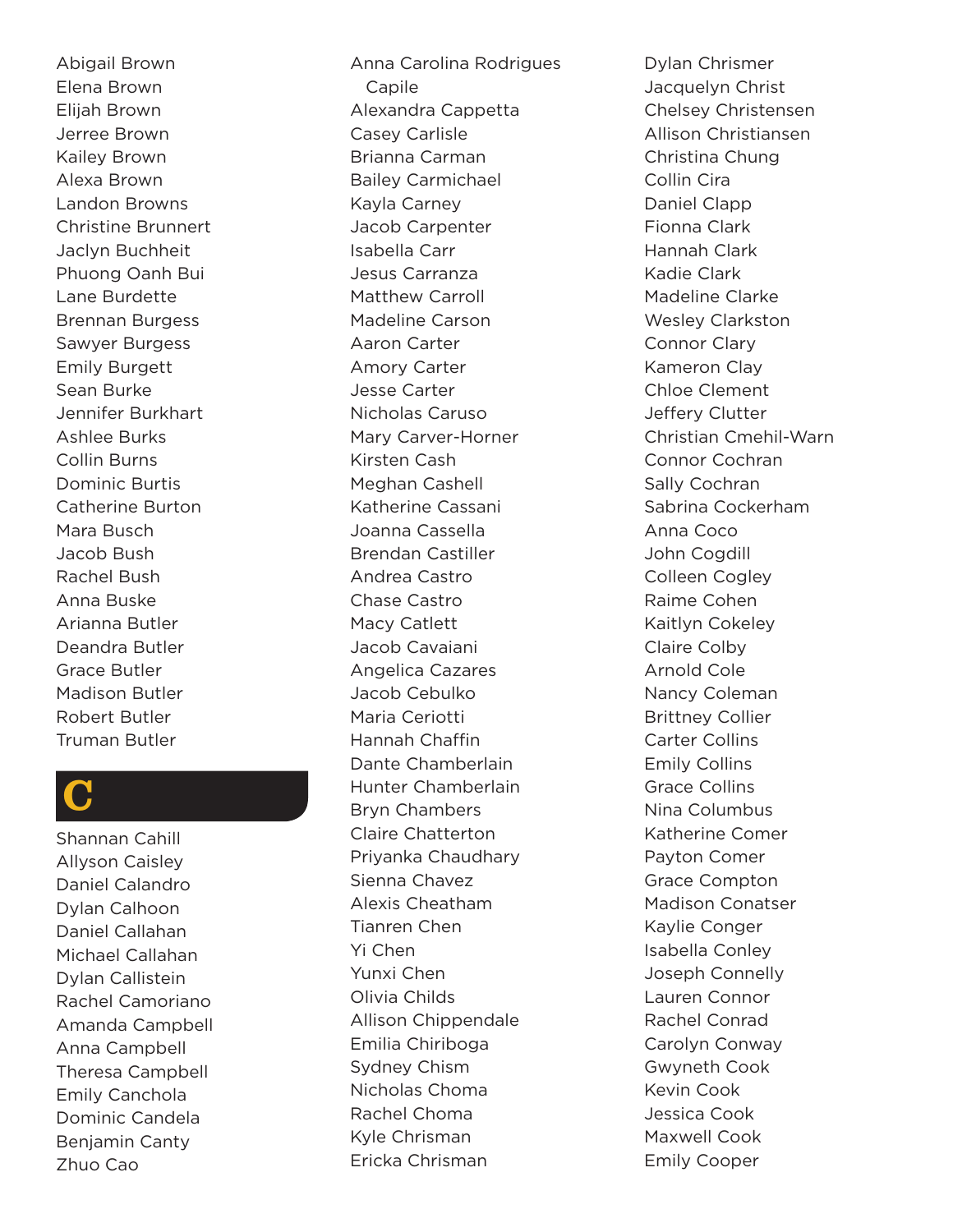Abigail Brown
Elena Brown
Elijah Brown
Jerree Brown
Kailey Brown
Alexa Brown
Landon Browns
Christine Brunnert
Jaclyn Buchheit
Phuong Oanh Bui
Lane Burdette
Brennan Burgess
Sawyer Burgess
Emily Burgett
Sean Burke
Jennifer Burkhart
Ashlee Burks
Collin Burns
Dominic Burtis
Catherine Burton
Mara Busch
Jacob Bush
Rachel Bush
Anna Buske
Arianna Butler
Deandra Butler
Grace Butler
Madison Butler
Robert Butler
Truman Butler

## C

Shannan Cahill
Allyson Caisley
Daniel Calandro
Dylan Calhoon
Daniel Callahan
Michael Callahan
Dylan Callistein
Rachel Camoriano
Amanda Campbell
Anna Campbell
Theresa Campbell
Emily Canchola
Dominic Candela
Benjamin Canty
Zhuo Cao
Anna Carolina Rodrigues Capile
Alexandra Cappetta
Casey Carlisle
Brianna Carman
Bailey Carmichael
Kayla Carney
Jacob Carpenter
Isabella Carr
Jesus Carranza
Matthew Carroll
Madeline Carson
Aaron Carter
Amory Carter
Jesse Carter
Nicholas Caruso
Mary Carver-Horner
Kirsten Cash
Meghan Cashell
Katherine Cassani
Joanna Cassella
Brendan Castiller
Andrea Castro
Chase Castro
Macy Catlett
Jacob Cavaiani
Angelica Cazares
Jacob Cebulko
Maria Ceriotti
Hannah Chaffin
Dante Chamberlain
Hunter Chamberlain
Bryn Chambers
Claire Chatterton
Priyanka Chaudhary
Sienna Chavez
Alexis Cheatham
Tianren Chen
Yi Chen
Yunxi Chen
Olivia Childs
Allison Chippendale
Emilia Chiriboga
Sydney Chism
Nicholas Choma
Rachel Choma
Kyle Chrisman
Ericka Chrisman
Dylan Chrismer
Jacquelyn Christ
Chelsey Christensen
Allison Christiansen
Christina Chung
Collin Cira
Daniel Clapp
Fionna Clark
Hannah Clark
Kadie Clark
Madeline Clarke
Wesley Clarkston
Connor Clary
Kameron Clay
Chloe Clement
Jeffery Clutter
Christian Cmehil-Warn
Connor Cochran
Sally Cochran
Sabrina Cockerham
Anna Coco
John Cogdill
Colleen Cogley
Raime Cohen
Kaitlyn Cokeley
Claire Colby
Arnold Cole
Nancy Coleman
Brittney Collier
Carter Collins
Emily Collins
Grace Collins
Nina Columbus
Katherine Comer
Payton Comer
Grace Compton
Madison Conatser
Kaylie Conger
Isabella Conley
Joseph Connelly
Lauren Connor
Rachel Conrad
Carolyn Conway
Gwyneth Cook
Kevin Cook
Jessica Cook
Maxwell Cook
Emily Cooper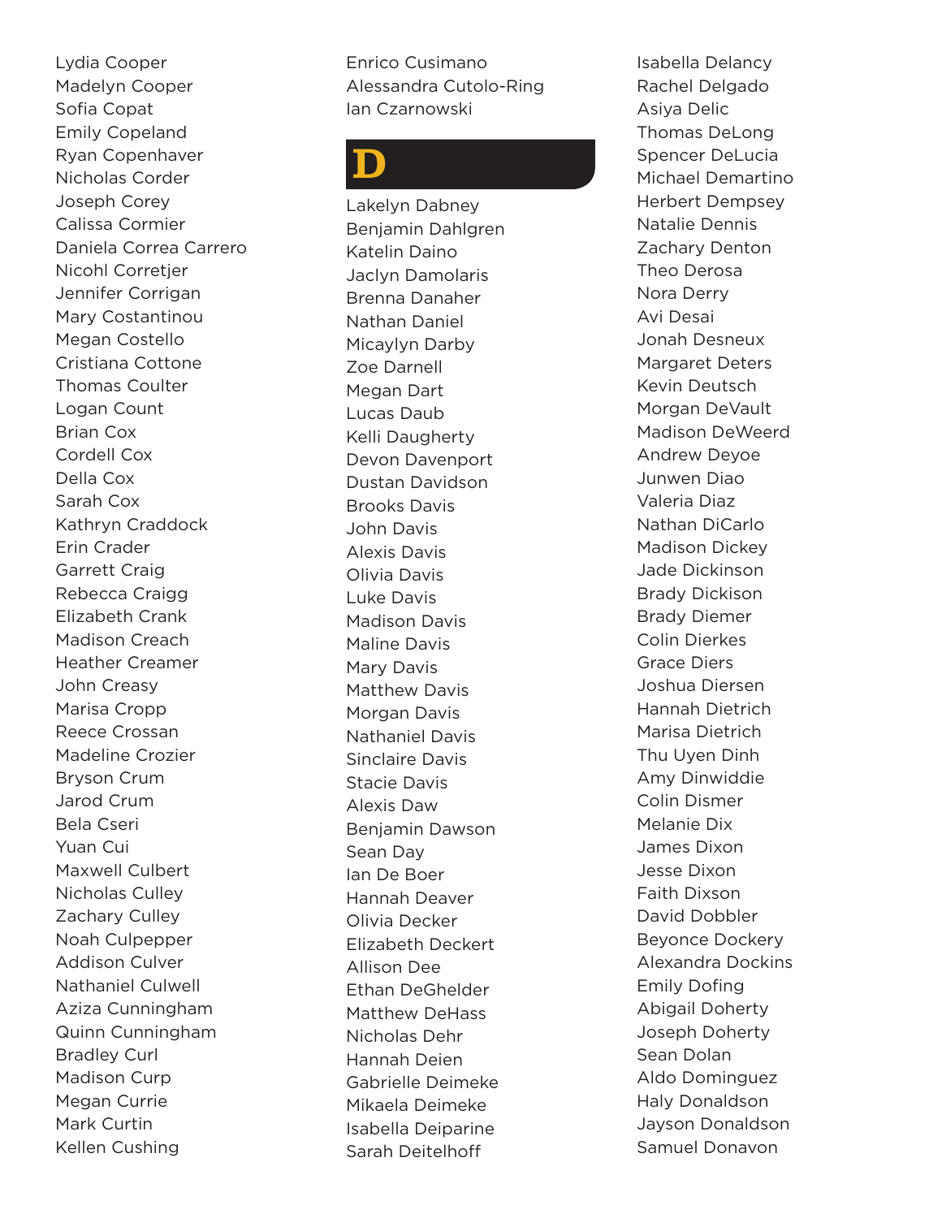Lydia Cooper
Madelyn Cooper
Sofia Copat
Emily Copeland
Ryan Copenhaver
Nicholas Corder
Joseph Corey
Calissa Cormier
Daniela Correa Carrero
Nicohl Corretjer
Jennifer Corrigan
Mary Costantinou
Megan Costello
Cristiana Cottone
Thomas Coulter
Logan Count
Brian Cox
Cordell Cox
Della Cox
Sarah Cox
Kathryn Craddock
Erin Crader
Garrett Craig
Rebecca Craigg
Elizabeth Crank
Madison Creach
Heather Creamer
John Creasy
Marisa Cropp
Reece Crossan
Madeline Crozier
Bryson Crum
Jarod Crum
Bela Cseri
Yuan Cui
Maxwell Culbert
Nicholas Culley
Zachary Culley
Noah Culpepper
Addison Culver
Nathaniel Culwell
Aziza Cunningham
Quinn Cunningham
Bradley Curl
Madison Curp
Megan Currie
Mark Curtin
Kellen Cushing
Enrico Cusimano
Alessandra Cutolo-Ring
Ian Czarnowski

# D

Lakelyn Dabney
Benjamin Dahlgren
Katelin Daino
Jaclyn Damolaris
Brenna Danaher
Nathan Daniel
Micaylyn Darby
Zoe Darnell
Megan Dart
Lucas Daub
Kelli Daugherty
Devon Davenport
Dustan Davidson
Brooks Davis
John Davis
Alexis Davis
Olivia Davis
Luke Davis
Madison Davis
Maline Davis
Mary Davis
Matthew Davis
Morgan Davis
Nathaniel Davis
Sinclaire Davis
Stacie Davis
Alexis Daw
Benjamin Dawson
Sean Day
Ian De Boer
Hannah Deaver
Olivia Decker
Elizabeth Deckert
Allison Dee
Ethan DeGhelder
Matthew DeHass
Nicholas Dehr
Hannah Deien
Gabrielle Deimeke
Mikaela Deimeke
Isabella Deiparine
Sarah Deitelhoff
Isabella Delancy
Rachel Delgado
Asiya Delic
Thomas DeLong
Spencer DeLucia
Michael Demartino
Herbert Dempsey
Natalie Dennis
Zachary Denton
Theo Derosa
Nora Derry
Avi Desai
Jonah Desneux
Margaret Deters
Kevin Deutsch
Morgan DeVault
Madison DeWeerd
Andrew Deyoe
Junwen Diao
Valeria Diaz
Nathan DiCarlo
Madison Dickey
Jade Dickinson
Brady Dickison
Brady Diemer
Colin Dierkes
Grace Diers
Joshua Diersen
Hannah Dietrich
Marisa Dietrich
Thu Uyen Dinh
Amy Dinwiddie
Colin Dismer
Melanie Dix
James Dixon
Jesse Dixon
Faith Dixson
David Dobbler
Beyonce Dockery
Alexandra Dockins
Emily Dofing
Abigail Doherty
Joseph Doherty
Sean Dolan
Aldo Dominguez
Haly Donaldson
Jayson Donaldson
Samuel Donavon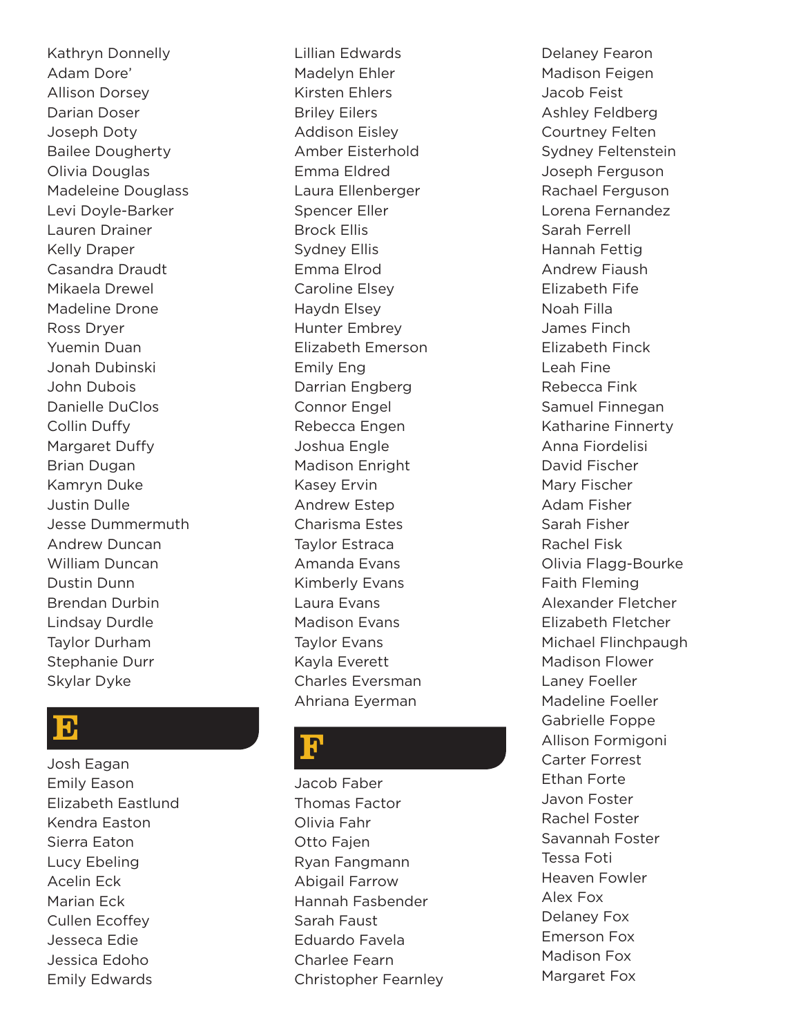Kathryn Donnelly
Adam Dore'
Allison Dorsey
Darian Doser
Joseph Doty
Bailee Dougherty
Olivia Douglas
Madeleine Douglass
Levi Doyle-Barker
Lauren Drainer
Kelly Draper
Casandra Draudt
Mikaela Drewel
Madeline Drone
Ross Dryer
Yuemin Duan
Jonah Dubinski
John Dubois
Danielle DuClos
Collin Duffy
Margaret Duffy
Brian Dugan
Kamryn Duke
Justin Dulle
Jesse Dummermuth
Andrew Duncan
William Duncan
Dustin Dunn
Brendan Durbin
Lindsay Durdle
Taylor Durham
Stephanie Durr
Skylar Dyke

# E

Josh Eagan
Emily Eason
Elizabeth Eastlund
Kendra Easton
Sierra Eaton
Lucy Ebeling
Acelin Eck
Marian Eck
Cullen Ecoffey
Jesseca Edie
Jessica Edoho
Emily Edwards
Lillian Edwards
Madelyn Ehler
Kirsten Ehlers
Briley Eilers
Addison Eisley
Amber Eisterhold
Emma Eldred
Laura Ellenberger
Spencer Eller
Brock Ellis
Sydney Ellis
Emma Elrod
Caroline Elsey
Haydn Elsey
Hunter Embrey
Elizabeth Emerson
Emily Eng
Darrian Engberg
Connor Engel
Rebecca Engen
Joshua Engle
Madison Enright
Kasey Ervin
Andrew Estep
Charisma Estes
Taylor Estraca
Amanda Evans
Kimberly Evans
Laura Evans
Madison Evans
Taylor Evans
Kayla Everett
Charles Eversman
Ahriana Eyerman

# F

Jacob Faber
Thomas Factor
Olivia Fahr
Otto Fajen
Ryan Fangmann
Abigail Farrow
Hannah Fasbender
Sarah Faust
Eduardo Favela
Charlee Fearn
Christopher Fearnley
Delaney Fearon
Madison Feigen
Jacob Feist
Ashley Feldberg
Courtney Felten
Sydney Feltenstein
Joseph Ferguson
Rachael Ferguson
Lorena Fernandez
Sarah Ferrell
Hannah Fettig
Andrew Fiaush
Elizabeth Fife
Noah Filla
James Finch
Elizabeth Finck
Leah Fine
Rebecca Fink
Samuel Finnegan
Katharine Finnerty
Anna Fiordelisi
David Fischer
Mary Fischer
Adam Fisher
Sarah Fisher
Rachel Fisk
Olivia Flagg-Bourke
Faith Fleming
Alexander Fletcher
Elizabeth Fletcher
Michael Flinchpaugh
Madison Flower
Laney Foeller
Madeline Foeller
Gabrielle Foppe
Allison Formigoni
Carter Forrest
Ethan Forte
Javon Foster
Rachel Foster
Savannah Foster
Tessa Foti
Heaven Fowler
Alex Fox
Delaney Fox
Emerson Fox
Madison Fox
Margaret Fox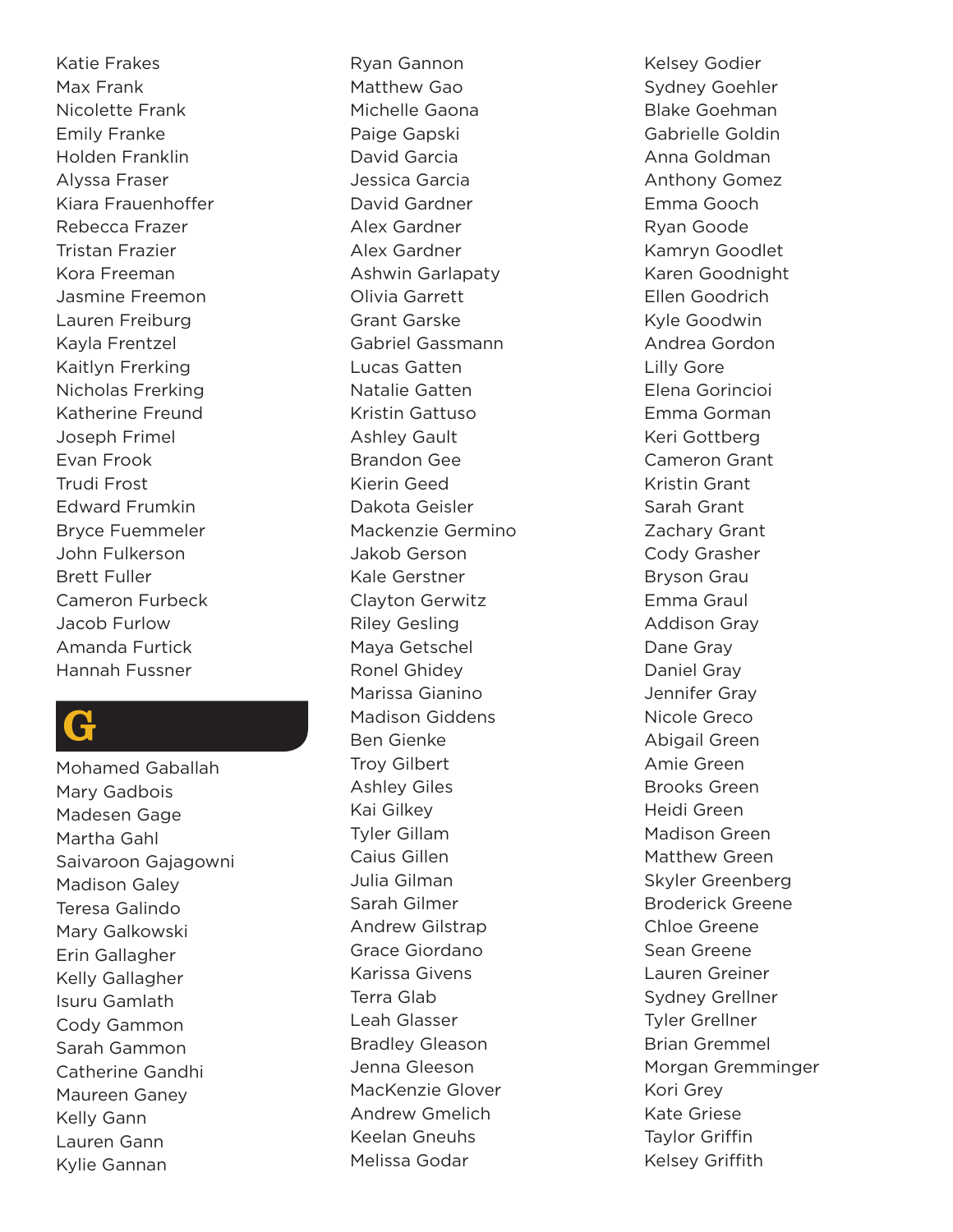Katie Frakes
Max Frank
Nicolette Frank
Emily Franke
Holden Franklin
Alyssa Fraser
Kiara Frauenhoffer
Rebecca Frazer
Tristan Frazier
Kora Freeman
Jasmine Freemon
Lauren Freiburg
Kayla Frentzel
Kaitlyn Frerking
Nicholas Frerking
Katherine Freund
Joseph Frimel
Evan Frook
Trudi Frost
Edward Frumkin
Bryce Fuemmeler
John Fulkerson
Brett Fuller
Cameron Furbeck
Jacob Furlow
Amanda Furtick
Hannah Fussner

## G

Mohamed Gaballah
Mary Gadbois
Madesen Gage
Martha Gahl
Saivaroon Gajagowni
Madison Galey
Teresa Galindo
Mary Galkowski
Erin Gallagher
Kelly Gallagher
Isuru Gamlath
Cody Gammon
Sarah Gammon
Catherine Gandhi
Maureen Ganey
Kelly Gann
Lauren Gann
Kylie Gannan
Ryan Gannon
Matthew Gao
Michelle Gaona
Paige Gapski
David Garcia
Jessica Garcia
David Gardner
Alex Gardner
Alex Gardner
Ashwin Garlapaty
Olivia Garrett
Grant Garske
Gabriel Gassmann
Lucas Gatten
Natalie Gatten
Kristin Gattuso
Ashley Gault
Brandon Gee
Kierin Geed
Dakota Geisler
Mackenzie Germino
Jakob Gerson
Kale Gerstner
Clayton Gerwitz
Riley Gesling
Maya Getschel
Ronel Ghidey
Marissa Gianino
Madison Giddens
Ben Gienke
Troy Gilbert
Ashley Giles
Kai Gilkey
Tyler Gillam
Caius Gillen
Julia Gilman
Sarah Gilmer
Andrew Gilstrap
Grace Giordano
Karissa Givens
Terra Glab
Leah Glasser
Bradley Gleason
Jenna Gleeson
MacKenzie Glover
Andrew Gmelich
Keelan Gneuhs
Melissa Godar
Kelsey Godier
Sydney Goehler
Blake Goehman
Gabrielle Goldin
Anna Goldman
Anthony Gomez
Emma Gooch
Ryan Goode
Kamryn Goodlet
Karen Goodnight
Ellen Goodrich
Kyle Goodwin
Andrea Gordon
Lilly Gore
Elena Gorincioi
Emma Gorman
Keri Gottberg
Cameron Grant
Kristin Grant
Sarah Grant
Zachary Grant
Cody Grasher
Bryson Grau
Emma Graul
Addison Gray
Dane Gray
Daniel Gray
Jennifer Gray
Nicole Greco
Abigail Green
Amie Green
Brooks Green
Heidi Green
Madison Green
Matthew Green
Skyler Greenberg
Broderick Greene
Chloe Greene
Sean Greene
Lauren Greiner
Sydney Grellner
Tyler Grellner
Brian Gremmel
Morgan Gremminger
Kori Grey
Kate Griese
Taylor Griffin
Kelsey Griffith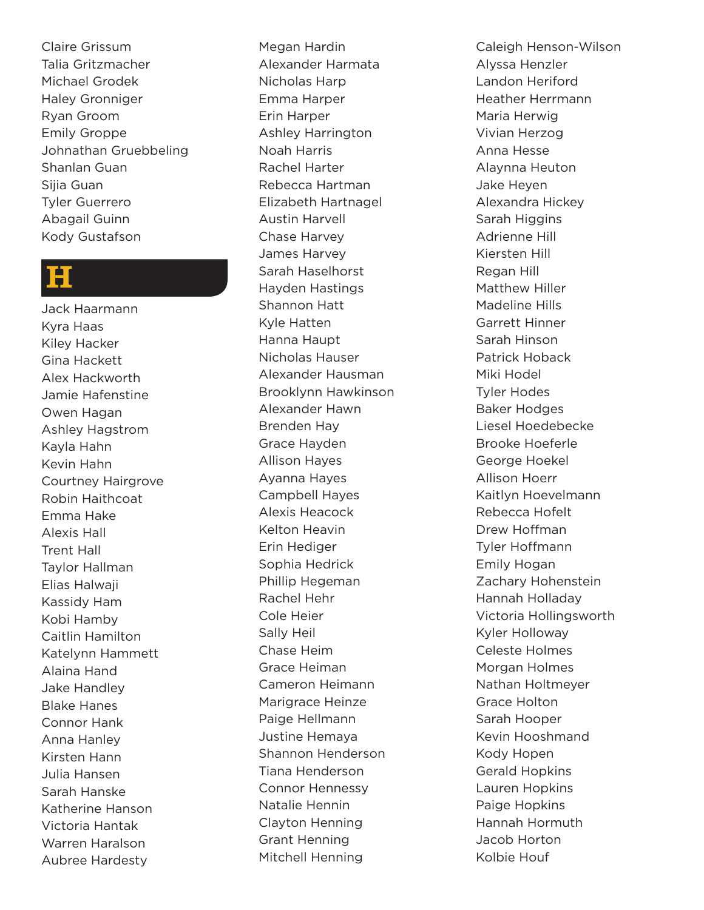Claire Grissum
Talia Gritzmacher
Michael Grodek
Haley Gronniger
Ryan Groom
Emily Groppe
Johnathan Gruebbeling
Shanlan Guan
Sijia Guan
Tyler Guerrero
Abagail Guinn
Kody Gustafson

# H

Jack Haarmann
Kyra Haas
Kiley Hacker
Gina Hackett
Alex Hackworth
Jamie Hafenstine
Owen Hagan
Ashley Hagstrom
Kayla Hahn
Kevin Hahn
Courtney Hairgrove
Robin Haithcoat
Emma Hake
Alexis Hall
Trent Hall
Taylor Hallman
Elias Halwaji
Kassidy Ham
Kobi Hamby
Caitlin Hamilton
Katelynn Hammett
Alaina Hand
Jake Handley
Blake Hanes
Connor Hank
Anna Hanley
Kirsten Hann
Julia Hansen
Sarah Hanske
Katherine Hanson
Victoria Hantak
Warren Haralson
Aubree Hardesty
Megan Hardin
Alexander Harmata
Nicholas Harp
Emma Harper
Erin Harper
Ashley Harrington
Noah Harris
Rachel Harter
Rebecca Hartman
Elizabeth Hartnagel
Austin Harvell
Chase Harvey
James Harvey
Sarah Haselhorst
Hayden Hastings
Shannon Hatt
Kyle Hatten
Hanna Haupt
Nicholas Hauser
Alexander Hausman
Brooklynn Hawkinson
Alexander Hawn
Brenden Hay
Grace Hayden
Allison Hayes
Ayanna Hayes
Campbell Hayes
Alexis Heacock
Kelton Heavin
Erin Hediger
Sophia Hedrick
Phillip Hegeman
Rachel Hehr
Cole Heier
Sally Heil
Chase Heim
Grace Heiman
Cameron Heimann
Marigrace Heinze
Paige Hellmann
Justine Hemaya
Shannon Henderson
Tiana Henderson
Connor Hennessy
Natalie Hennin
Clayton Henning
Grant Henning
Mitchell Henning
Caleigh Henson-Wilson
Alyssa Henzler
Landon Heriford
Heather Herrmann
Maria Herwig
Vivian Herzog
Anna Hesse
Alaynna Heuton
Jake Heyen
Alexandra Hickey
Sarah Higgins
Adrienne Hill
Kiersten Hill
Regan Hill
Matthew Hiller
Madeline Hills
Garrett Hinner
Sarah Hinson
Patrick Hoback
Miki Hodel
Tyler Hodes
Baker Hodges
Liesel Hoedebecke
Brooke Hoeferle
George Hoekel
Allison Hoerr
Kaitlyn Hoevelmann
Rebecca Hofelt
Drew Hoffman
Tyler Hoffmann
Emily Hogan
Zachary Hohenstein
Hannah Holladay
Victoria Hollingsworth
Kyler Holloway
Celeste Holmes
Morgan Holmes
Nathan Holtmeyer
Grace Holton
Sarah Hooper
Kevin Hooshmand
Kody Hopen
Gerald Hopkins
Lauren Hopkins
Paige Hopkins
Hannah Hormuth
Jacob Horton
Kolbie Houf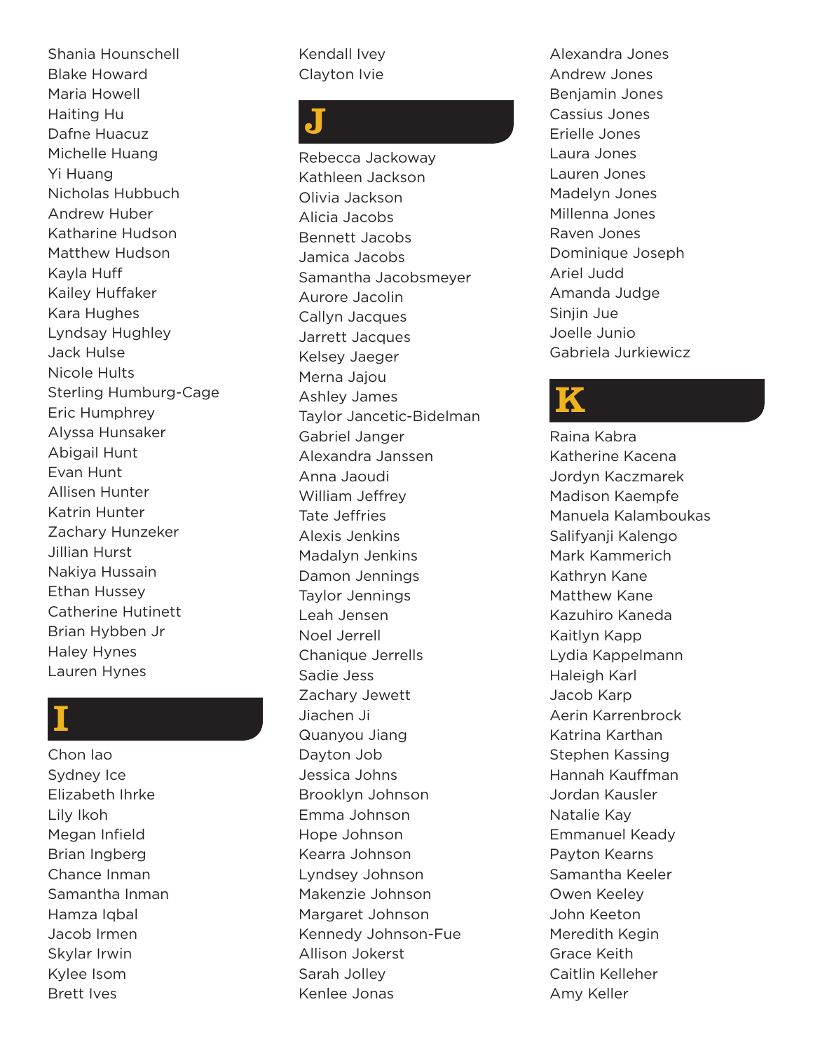Shania Hounschell
Blake Howard
Maria Howell
Haiting Hu
Dafne Huacuz
Michelle Huang
Yi Huang
Nicholas Hubbuch
Andrew Huber
Katharine Hudson
Matthew Hudson
Kayla Huff
Kailey Huffaker
Kara Hughes
Lyndsay Hughley
Jack Hulse
Nicole Hults
Sterling Humburg-Cage
Eric Humphrey
Alyssa Hunsaker
Abigail Hunt
Evan Hunt
Allisen Hunter
Katrin Hunter
Zachary Hunzeker
Jillian Hurst
Nakiya Hussain
Ethan Hussey
Catherine Hutinett
Brian Hybben Jr
Haley Hynes
Lauren Hynes

## I

Chon Iao
Sydney Ice
Elizabeth Ihrke
Lily Ikoh
Megan Infield
Brian Ingberg
Chance Inman
Samantha Inman
Hamza Iqbal
Jacob Irmen
Skylar Irwin
Kylee Isom
Brett Ives
Kendall Ivey
Clayton Ivie

## J

Rebecca Jackoway
Kathleen Jackson
Olivia Jackson
Alicia Jacobs
Bennett Jacobs
Jamica Jacobs
Samantha Jacobsmeyer
Aurore Jacolin
Callyn Jacques
Jarrett Jacques
Kelsey Jaeger
Merna Jajou
Ashley James
Taylor Jancetic-Bidelman
Gabriel Janger
Alexandra Janssen
Anna Jaoudi
William Jeffrey
Tate Jeffries
Alexis Jenkins
Madalyn Jenkins
Damon Jennings
Taylor Jennings
Leah Jensen
Noel Jerrell
Chanique Jerrells
Sadie Jess
Zachary Jewett
Jiachen Ji
Quanyou Jiang
Dayton Job
Jessica Johns
Brooklyn Johnson
Emma Johnson
Hope Johnson
Kearra Johnson
Lyndsey Johnson
Makenzie Johnson
Margaret Johnson
Kennedy Johnson-Fue
Allison Jokerst
Sarah Jolley
Kenlee Jonas
Alexandra Jones
Andrew Jones
Benjamin Jones
Cassius Jones
Erielle Jones
Laura Jones
Lauren Jones
Madelyn Jones
Millenna Jones
Raven Jones
Dominique Joseph
Ariel Judd
Amanda Judge
Sinjin Jue
Joelle Junio
Gabriela Jurkiewicz

## K

Raina Kabra
Katherine Kacena
Jordyn Kaczmarek
Madison Kaempfe
Manuela Kalamboukas
Salifyanji Kalengo
Mark Kammerich
Kathryn Kane
Matthew Kane
Kazuhiro Kaneda
Kaitlyn Kapp
Lydia Kappelmann
Haleigh Karl
Jacob Karp
Aerin Karrenbrock
Katrina Karthan
Stephen Kassing
Hannah Kauffman
Jordan Kausler
Natalie Kay
Emmanuel Keady
Payton Kearns
Samantha Keeler
Owen Keeley
John Keeton
Meredith Kegin
Grace Keith
Caitlin Kelleher
Amy Keller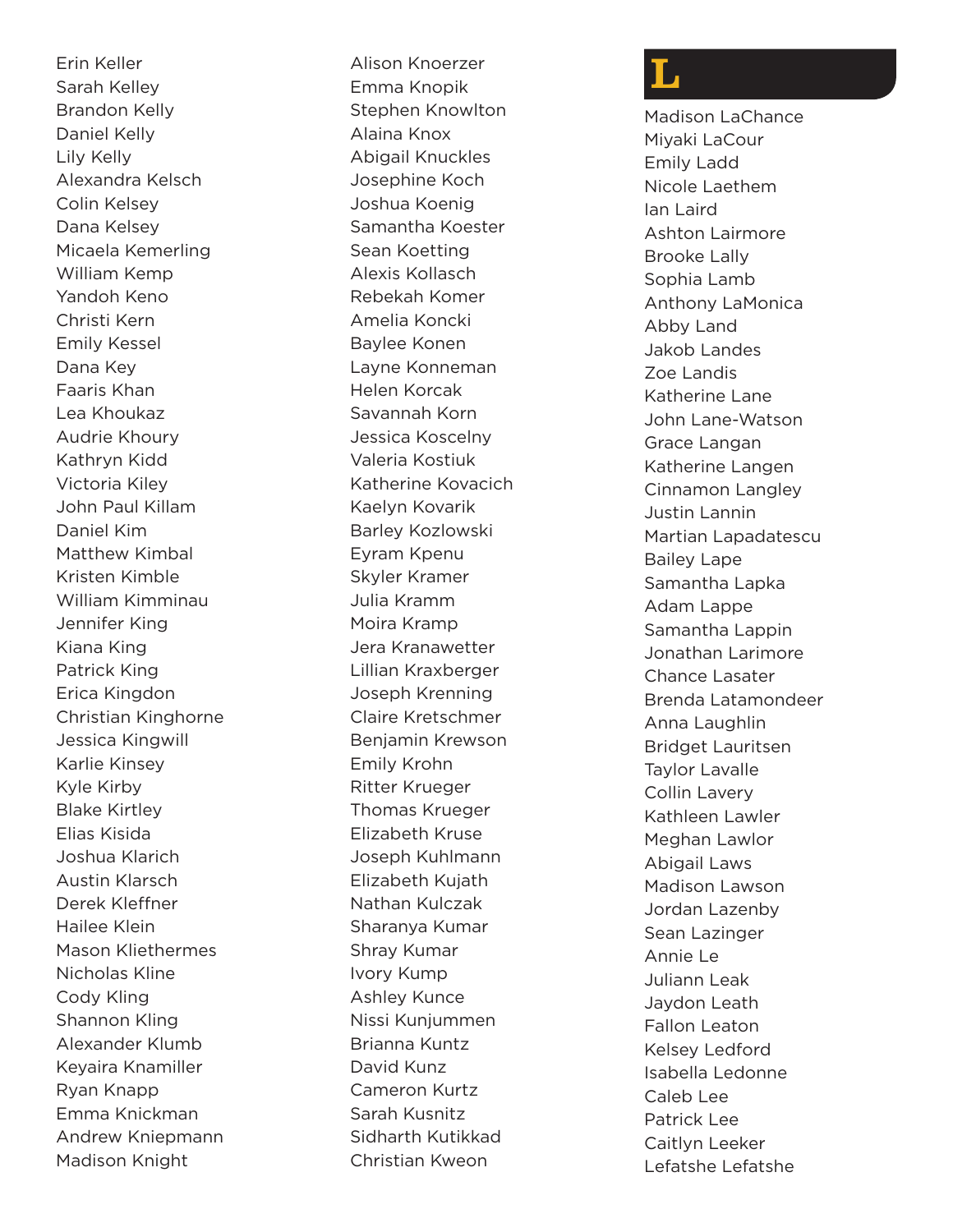Erin Keller
Sarah Kelley
Brandon Kelly
Daniel Kelly
Lily Kelly
Alexandra Kelsch
Colin Kelsey
Dana Kelsey
Micaela Kemerling
William Kemp
Yandoh Keno
Christi Kern
Emily Kessel
Dana Key
Faaris Khan
Lea Khoukaz
Audrie Khoury
Kathryn Kidd
Victoria Kiley
John Paul Killam
Daniel Kim
Matthew Kimbal
Kristen Kimble
William Kimminau
Jennifer King
Kiana King
Patrick King
Erica Kingdon
Christian Kinghorne
Jessica Kingwill
Karlie Kinsey
Kyle Kirby
Blake Kirtley
Elias Kisida
Joshua Klarich
Austin Klarsch
Derek Kleffner
Hailee Klein
Mason Kliethermes
Nicholas Kline
Cody Kling
Shannon Kling
Alexander Klumb
Keyaira Knamiller
Ryan Knapp
Emma Knickman
Andrew Kniepmann
Madison Knight
Alison Knoerzer
Emma Knopik
Stephen Knowlton
Alaina Knox
Abigail Knuckles
Josephine Koch
Joshua Koenig
Samantha Koester
Sean Koetting
Alexis Kollasch
Rebekah Komer
Amelia Koncki
Baylee Konen
Layne Konneman
Helen Korcak
Savannah Korn
Jessica Koscelny
Valeria Kostiuk
Katherine Kovacich
Kaelyn Kovarik
Barley Kozlowski
Eyram Kpenu
Skyler Kramer
Julia Kramm
Moira Kramp
Jera Kranawetter
Lillian Kraxberger
Joseph Krenning
Claire Kretschmer
Benjamin Krewson
Emily Krohn
Ritter Krueger
Thomas Krueger
Elizabeth Kruse
Joseph Kuhlmann
Elizabeth Kujath
Nathan Kulczak
Sharanya Kumar
Shray Kumar
Ivory Kump
Ashley Kunce
Nissi Kunjummen
Brianna Kuntz
David Kunz
Cameron Kurtz
Sarah Kusnitz
Sidharth Kutikkad
Christian Kweon

# L

Madison LaChance
Miyaki LaCour
Emily Ladd
Nicole Laethem
Ian Laird
Ashton Lairmore
Brooke Lally
Sophia Lamb
Anthony LaMonica
Abby Land
Jakob Landes
Zoe Landis
Katherine Lane
John Lane-Watson
Grace Langan
Katherine Langen
Cinnamon Langley
Justin Lannin
Martian Lapadatescu
Bailey Lape
Samantha Lapka
Adam Lappe
Samantha Lappin
Jonathan Larimore
Chance Lasater
Brenda Latamondeer
Anna Laughlin
Bridget Lauritsen
Taylor Lavalle
Collin Lavery
Kathleen Lawler
Meghan Lawlor
Abigail Laws
Madison Lawson
Jordan Lazenby
Sean Lazinger
Annie Le
Juliann Leak
Jaydon Leath
Fallon Leaton
Kelsey Ledford
Isabella Ledonne
Caleb Lee
Patrick Lee
Caitlyn Leeker
Lefatshe Lefatshe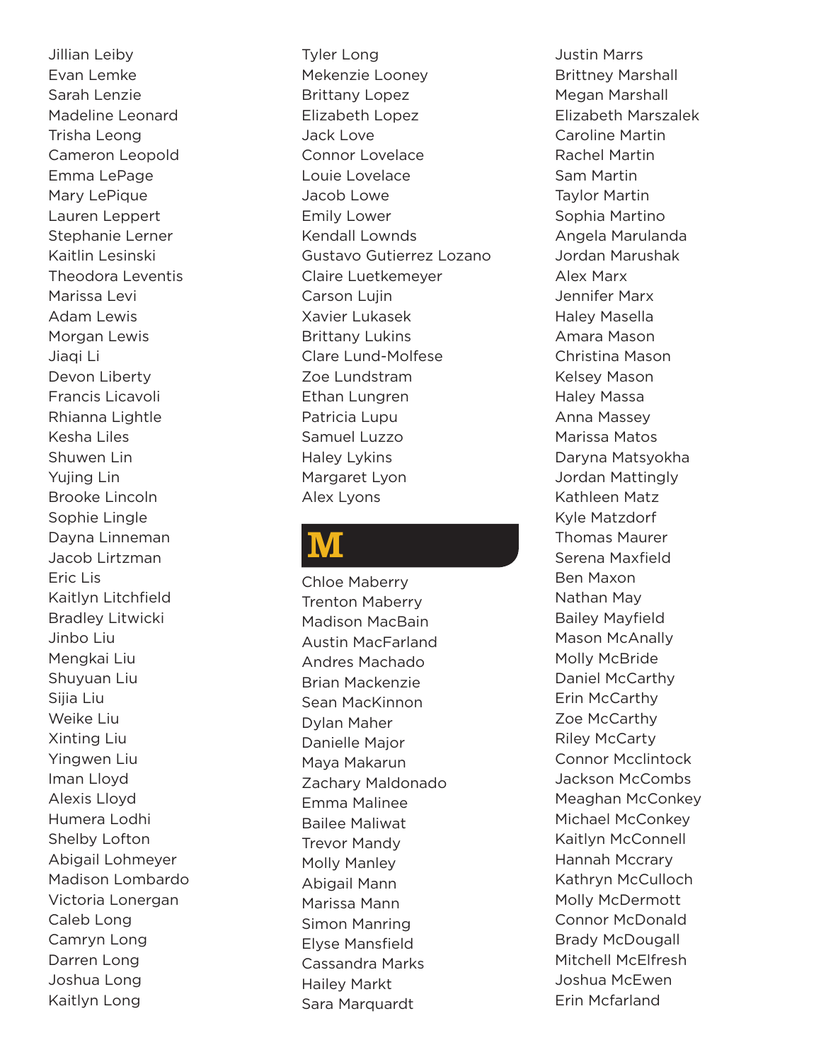Jillian Leiby
Evan Lemke
Sarah Lenzie
Madeline Leonard
Trisha Leong
Cameron Leopold
Emma LePage
Mary LePique
Lauren Leppert
Stephanie Lerner
Kaitlin Lesinski
Theodora Leventis
Marissa Levi
Adam Lewis
Morgan Lewis
Jiaqi Li
Devon Liberty
Francis Licavoli
Rhianna Lightle
Kesha Liles
Shuwen Lin
Yujing Lin
Brooke Lincoln
Sophie Lingle
Dayna Linneman
Jacob Lirtzman
Eric Lis
Kaitlyn Litchfield
Bradley Litwicki
Jinbo Liu
Mengkai Liu
Shuyuan Liu
Sijia Liu
Weike Liu
Xinting Liu
Yingwen Liu
Iman Lloyd
Alexis Lloyd
Humera Lodhi
Shelby Lofton
Abigail Lohmeyer
Madison Lombardo
Victoria Lonergan
Caleb Long
Camryn Long
Darren Long
Joshua Long
Kaitlyn Long
Tyler Long
Mekenzie Looney
Brittany Lopez
Elizabeth Lopez
Jack Love
Connor Lovelace
Louie Lovelace
Jacob Lowe
Emily Lower
Kendall Lownds
Gustavo Gutierrez Lozano
Claire Luetkemeyer
Carson Lujin
Xavier Lukasek
Brittany Lukins
Clare Lund-Molfese
Zoe Lundstram
Ethan Lungren
Patricia Lupu
Samuel Luzzo
Haley Lykins
Margaret Lyon
Alex Lyons

# M

Chloe Maberry
Trenton Maberry
Madison MacBain
Austin MacFarland
Andres Machado
Brian Mackenzie
Sean MacKinnon
Dylan Maher
Danielle Major
Maya Makarun
Zachary Maldonado
Emma Malinee
Bailee Maliwat
Trevor Mandy
Molly Manley
Abigail Mann
Marissa Mann
Simon Manring
Elyse Mansfield
Cassandra Marks
Hailey Markt
Sara Marquardt
Justin Marrs
Brittney Marshall
Megan Marshall
Elizabeth Marszalek
Caroline Martin
Rachel Martin
Sam Martin
Taylor Martin
Sophia Martino
Angela Marulanda
Jordan Marushak
Alex Marx
Jennifer Marx
Haley Masella
Amara Mason
Christina Mason
Kelsey Mason
Haley Massa
Anna Massey
Marissa Matos
Daryna Matsyokha
Jordan Mattingly
Kathleen Matz
Kyle Matzdorf
Thomas Maurer
Serena Maxfield
Ben Maxon
Nathan May
Bailey Mayfield
Mason McAnally
Molly McBride
Daniel McCarthy
Erin McCarthy
Zoe McCarthy
Riley McCarty
Connor Mcclintock
Jackson McCombs
Meaghan McConkey
Michael McConkey
Kaitlyn McConnell
Hannah Mccrary
Kathryn McCulloch
Molly McDermott
Connor McDonald
Brady McDougall
Mitchell McElfresh
Joshua McEwen
Erin Mcfarland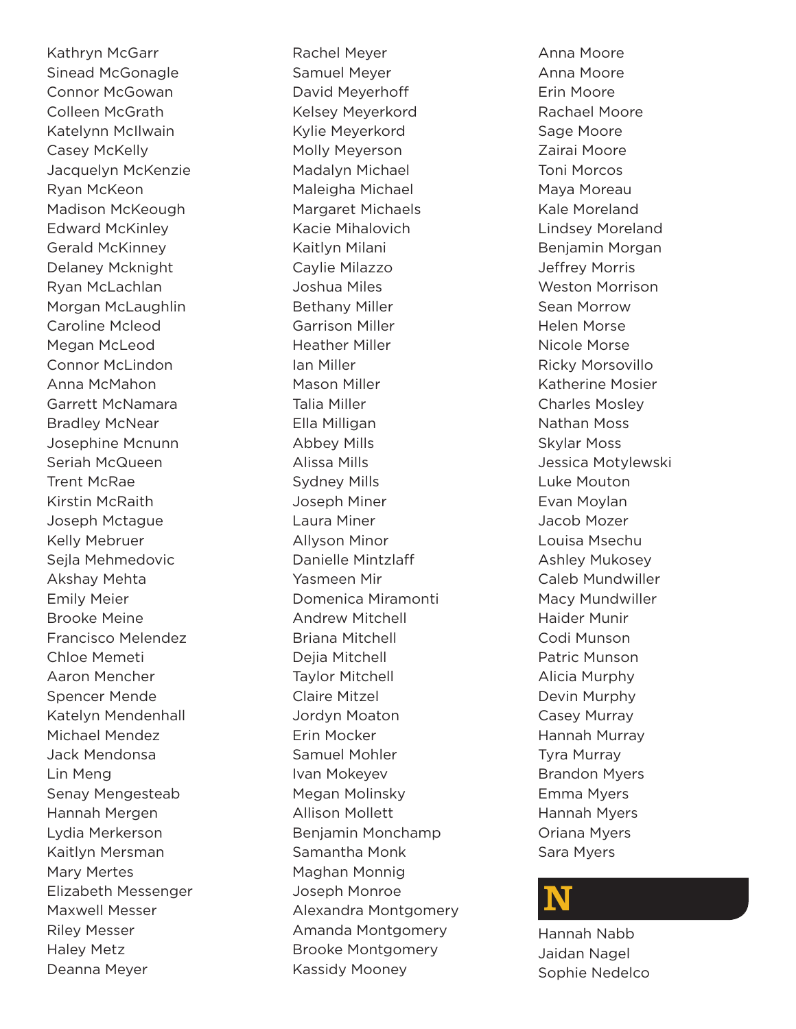Kathryn McGarr
Sinead McGonagle
Connor McGowan
Colleen McGrath
Katelynn McIlwain
Casey McKelly
Jacquelyn McKenzie
Ryan McKeon
Madison McKeough
Edward McKinley
Gerald McKinney
Delaney Mcknight
Ryan McLachlan
Morgan McLaughlin
Caroline Mcleod
Megan McLeod
Connor McLindon
Anna McMahon
Garrett McNamara
Bradley McNear
Josephine Mcnunn
Seriah McQueen
Trent McRae
Kirstin McRaith
Joseph Mctague
Kelly Mebruer
Sejla Mehmedovic
Akshay Mehta
Emily Meier
Brooke Meine
Francisco Melendez
Chloe Memeti
Aaron Mencher
Spencer Mende
Katelyn Mendenhall
Michael Mendez
Jack Mendonsa
Lin Meng
Senay Mengesteab
Hannah Mergen
Lydia Merkerson
Kaitlyn Mersman
Mary Mertes
Elizabeth Messenger
Maxwell Messer
Riley Messer
Haley Metz
Deanna Meyer
Rachel Meyer
Samuel Meyer
David Meyerhoff
Kelsey Meyerkord
Kylie Meyerkord
Molly Meyerson
Madalyn Michael
Maleigha Michael
Margaret Michaels
Kacie Mihalovich
Kaitlyn Milani
Caylie Milazzo
Joshua Miles
Bethany Miller
Garrison Miller
Heather Miller
Ian Miller
Mason Miller
Talia Miller
Ella Milligan
Abbey Mills
Alissa Mills
Sydney Mills
Joseph Miner
Laura Miner
Allyson Minor
Danielle Mintzlaff
Yasmeen Mir
Domenica Miramonti
Andrew Mitchell
Briana Mitchell
Dejia Mitchell
Taylor Mitchell
Claire Mitzel
Jordyn Moaton
Erin Mocker
Samuel Mohler
Ivan Mokeyev
Megan Molinsky
Allison Mollett
Benjamin Monchamp
Samantha Monk
Maghan Monnig
Joseph Monroe
Alexandra Montgomery
Amanda Montgomery
Brooke Montgomery
Kassidy Mooney
Anna Moore
Anna Moore
Erin Moore
Rachael Moore
Sage Moore
Zairai Moore
Toni Morcos
Maya Moreau
Kale Moreland
Lindsey Moreland
Benjamin Morgan
Jeffrey Morris
Weston Morrison
Sean Morrow
Helen Morse
Nicole Morse
Ricky Morsovillo
Katherine Mosier
Charles Mosley
Nathan Moss
Skylar Moss
Jessica Motylewski
Luke Mouton
Evan Moylan
Jacob Mozer
Louisa Msechu
Ashley Mukosey
Caleb Mundwiller
Macy Mundwiller
Haider Munir
Codi Munson
Patric Munson
Alicia Murphy
Devin Murphy
Casey Murray
Hannah Murray
Tyra Murray
Brandon Myers
Emma Myers
Hannah Myers
Oriana Myers
Sara Myers

# N

Hannah Nabb
Jaidan Nagel
Sophie Nedelco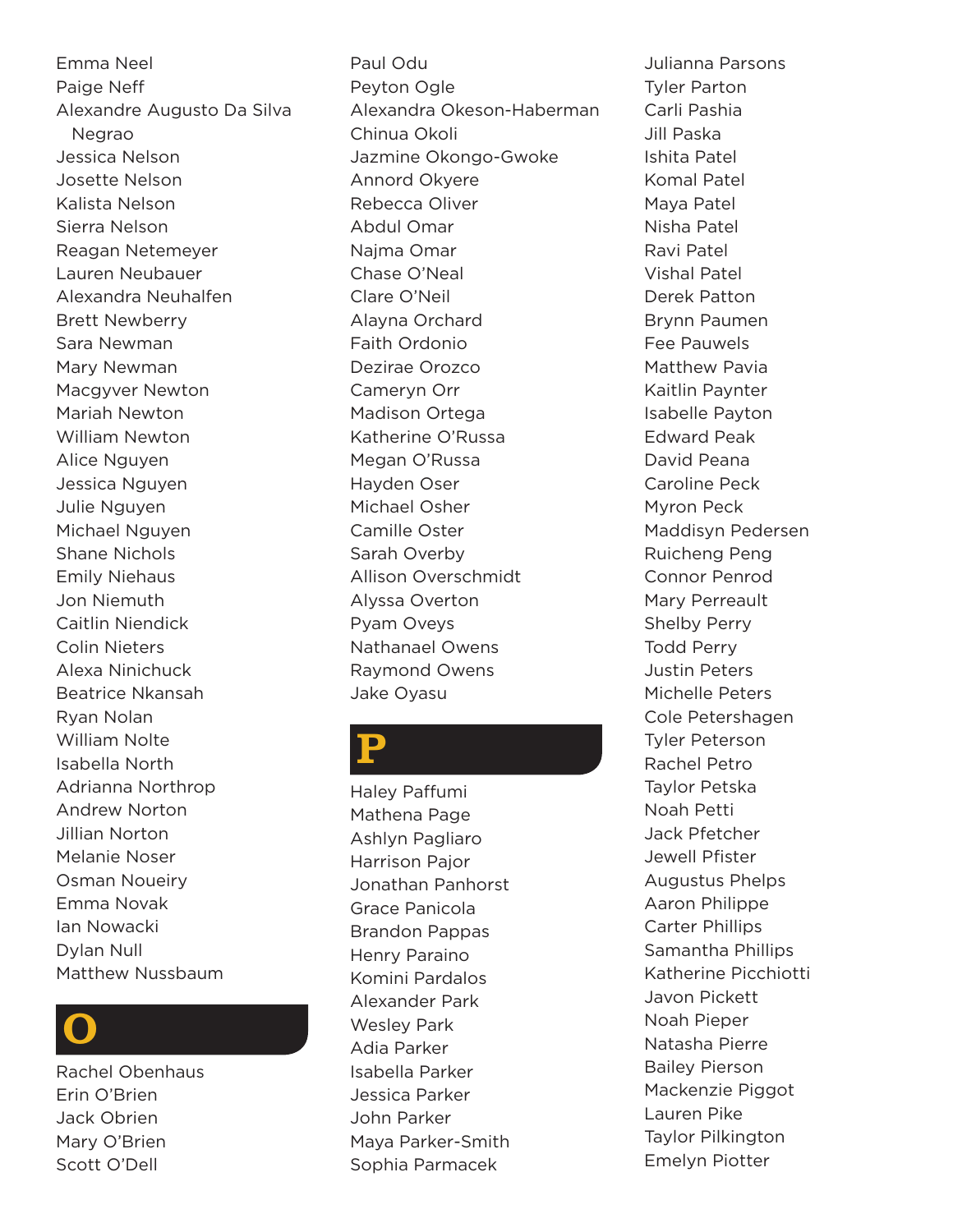Emma Neel
Paige Neff
Alexandre Augusto Da Silva Negrao
Jessica Nelson
Josette Nelson
Kalista Nelson
Sierra Nelson
Reagan Netemeyer
Lauren Neubauer
Alexandra Neuhalfen
Brett Newberry
Sara Newman
Mary Newman
Macgyver Newton
Mariah Newton
William Newton
Alice Nguyen
Jessica Nguyen
Julie Nguyen
Michael Nguyen
Shane Nichols
Emily Niehaus
Jon Niemuth
Caitlin Niendick
Colin Nieters
Alexa Ninichuck
Beatrice Nkansah
Ryan Nolan
William Nolte
Isabella North
Adrianna Northrop
Andrew Norton
Jillian Norton
Melanie Noser
Osman Noueiry
Emma Novak
Ian Nowacki
Dylan Null
Matthew Nussbaum

# O

Rachel Obenhaus
Erin O'Brien
Jack Obrien
Mary O'Brien
Scott O'Dell
Paul Odu
Peyton Ogle
Alexandra Okeson-Haberman
Chinua Okoli
Jazmine Okongo-Gwoke
Annord Okyere
Rebecca Oliver
Abdul Omar
Najma Omar
Chase O'Neal
Clare O'Neil
Alayna Orchard
Faith Ordonio
Dezirae Orozco
Cameryn Orr
Madison Ortega
Katherine O'Russa
Megan O'Russa
Hayden Oser
Michael Osher
Camille Oster
Sarah Overby
Allison Overschmidt
Alyssa Overton
Pyam Oveys
Nathanael Owens
Raymond Owens
Jake Oyasu

# P

Haley Paffumi
Mathena Page
Ashlyn Pagliaro
Harrison Pajor
Jonathan Panhorst
Grace Panicola
Brandon Pappas
Henry Paraino
Komini Pardalos
Alexander Park
Wesley Park
Adia Parker
Isabella Parker
Jessica Parker
John Parker
Maya Parker-Smith
Sophia Parmacek
Julianna Parsons
Tyler Parton
Carli Pashia
Jill Paska
Ishita Patel
Komal Patel
Maya Patel
Nisha Patel
Ravi Patel
Vishal Patel
Derek Patton
Brynn Paumen
Fee Pauwels
Matthew Pavia
Kaitlin Paynter
Isabelle Payton
Edward Peak
David Peana
Caroline Peck
Myron Peck
Maddisyn Pedersen
Ruicheng Peng
Connor Penrod
Mary Perreault
Shelby Perry
Todd Perry
Justin Peters
Michelle Peters
Cole Petershagen
Tyler Peterson
Rachel Petro
Taylor Petska
Noah Petti
Jack Pfetcher
Jewell Pfister
Augustus Phelps
Aaron Philippe
Carter Phillips
Samantha Phillips
Katherine Picchiotti
Javon Pickett
Noah Pieper
Natasha Pierre
Bailey Pierson
Mackenzie Piggot
Lauren Pike
Taylor Pilkington
Emelyn Piotter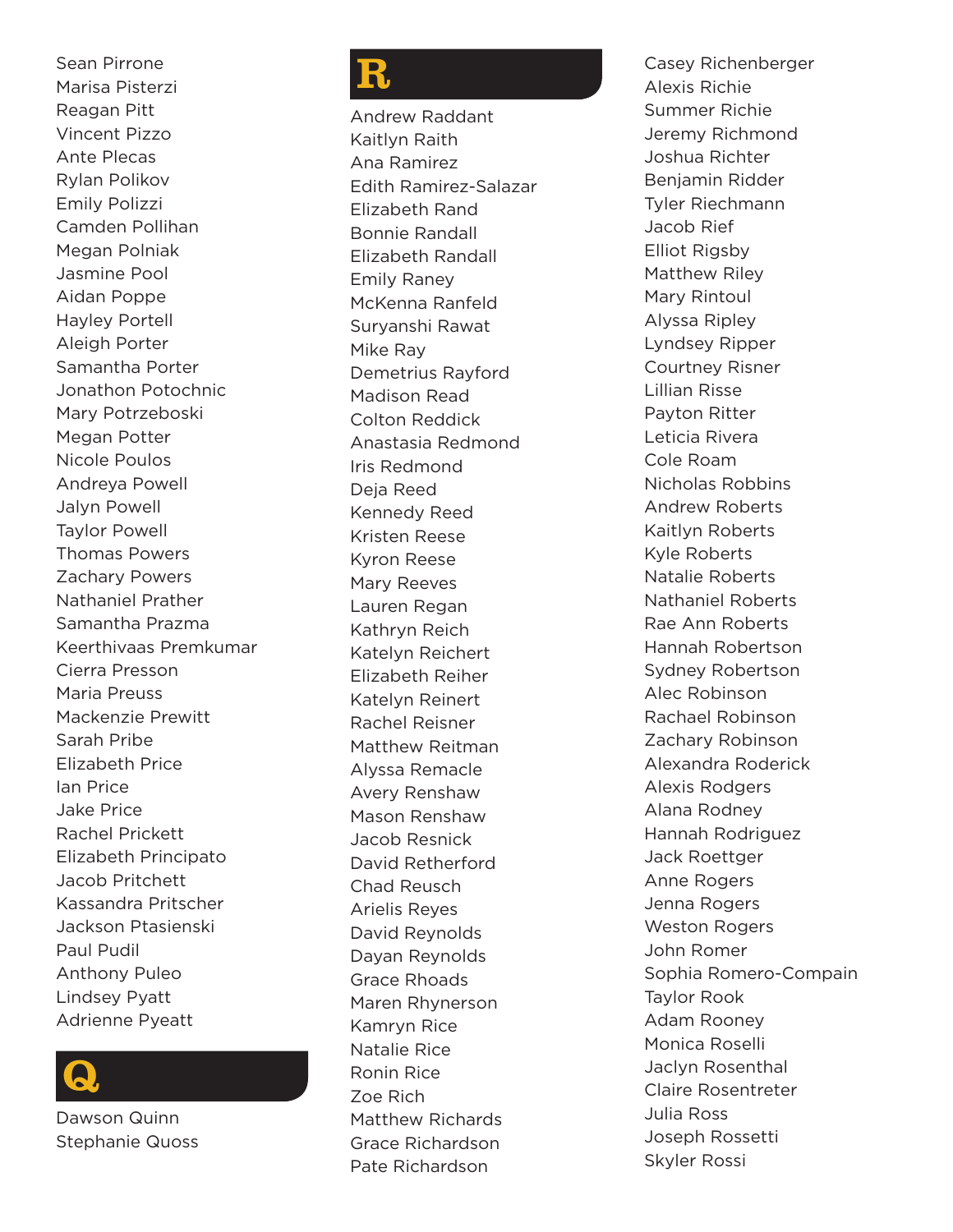Sean Pirrone
Marisa Pisterzi
Reagan Pitt
Vincent Pizzo
Ante Plecas
Rylan Polikov
Emily Polizzi
Camden Pollihan
Megan Polniak
Jasmine Pool
Aidan Poppe
Hayley Portell
Aleigh Porter
Samantha Porter
Jonathon Potochnic
Mary Potrzeboski
Megan Potter
Nicole Poulos
Andreya Powell
Jalyn Powell
Taylor Powell
Thomas Powers
Zachary Powers
Nathaniel Prather
Samantha Prazma
Keerthivaas Premkumar
Cierra Presson
Maria Preuss
Mackenzie Prewitt
Sarah Pribe
Elizabeth Price
Ian Price
Jake Price
Rachel Prickett
Elizabeth Principato
Jacob Pritchett
Kassandra Pritscher
Jackson Ptasienski
Paul Pudil
Anthony Puleo
Lindsey Pyatt
Adrienne Pyeatt

## Q

Dawson Quinn
Stephanie Quoss

## R

Andrew Raddant
Kaitlyn Raith
Ana Ramirez
Edith Ramirez-Salazar
Elizabeth Rand
Bonnie Randall
Elizabeth Randall
Emily Raney
McKenna Ranfeld
Suryanshi Rawat
Mike Ray
Demetrius Rayford
Madison Read
Colton Reddick
Anastasia Redmond
Iris Redmond
Deja Reed
Kennedy Reed
Kristen Reese
Kyron Reese
Mary Reeves
Lauren Regan
Kathryn Reich
Katelyn Reichert
Elizabeth Reiher
Katelyn Reinert
Rachel Reisner
Matthew Reitman
Alyssa Remacle
Avery Renshaw
Mason Renshaw
Jacob Resnick
David Retherford
Chad Reusch
Arielis Reyes
David Reynolds
Dayan Reynolds
Grace Rhoads
Maren Rhynerson
Kamryn Rice
Natalie Rice
Ronin Rice
Zoe Rich
Matthew Richards
Grace Richardson
Pate Richardson
Casey Richenberger
Alexis Richie
Summer Richie
Jeremy Richmond
Joshua Richter
Benjamin Ridder
Tyler Riechmann
Jacob Rief
Elliot Rigsby
Matthew Riley
Mary Rintoul
Alyssa Ripley
Lyndsey Ripper
Courtney Risner
Lillian Risse
Payton Ritter
Leticia Rivera
Cole Roam
Nicholas Robbins
Andrew Roberts
Kaitlyn Roberts
Kyle Roberts
Natalie Roberts
Nathaniel Roberts
Rae Ann Roberts
Hannah Robertson
Sydney Robertson
Alec Robinson
Rachael Robinson
Zachary Robinson
Alexandra Roderick
Alexis Rodgers
Alana Rodney
Hannah Rodriguez
Jack Roettger
Anne Rogers
Jenna Rogers
Weston Rogers
John Romer
Sophia Romero-Compain
Taylor Rook
Adam Rooney
Monica Roselli
Jaclyn Rosenthal
Claire Rosentreter
Julia Ross
Joseph Rossetti
Skyler Rossi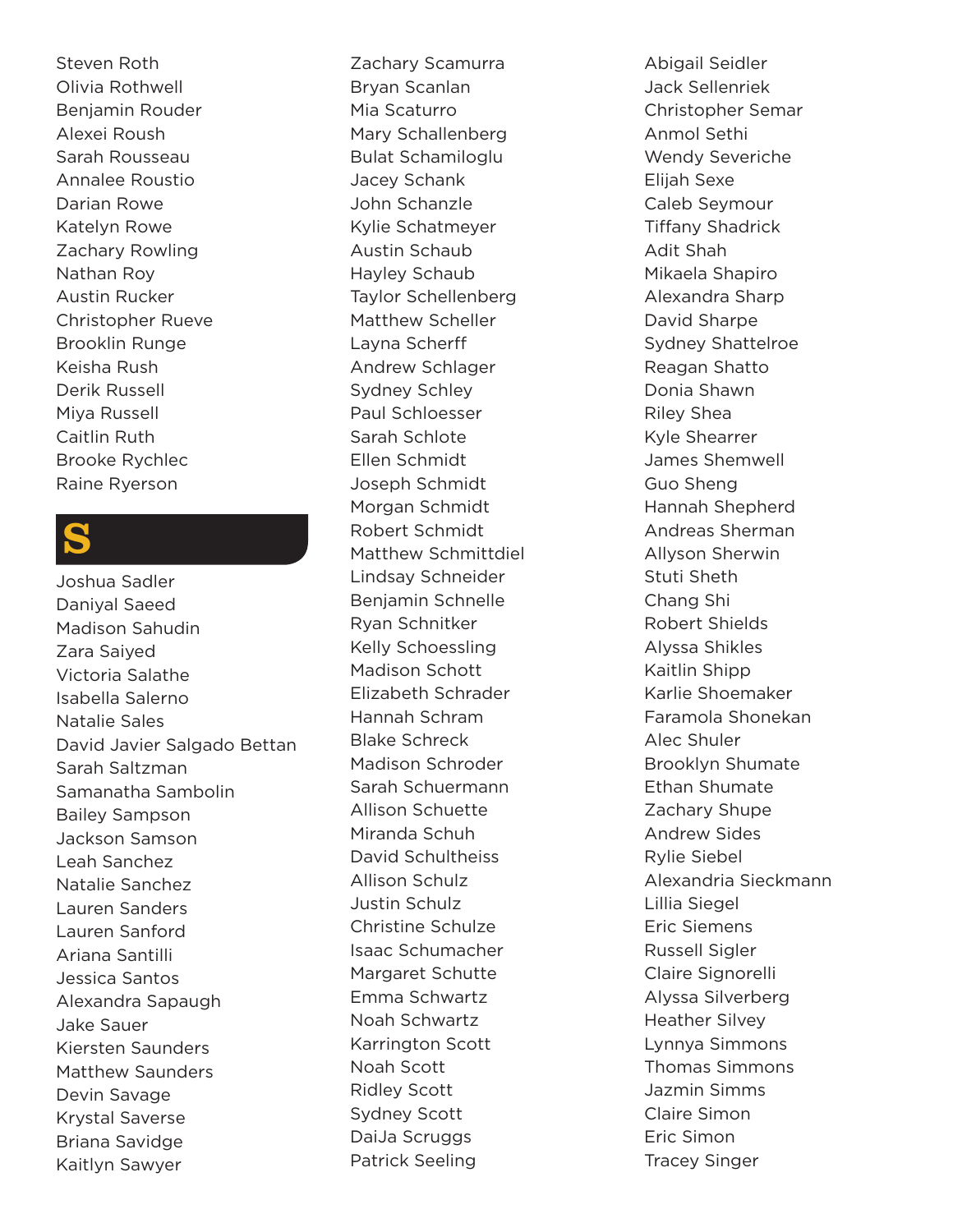Steven Roth
Olivia Rothwell
Benjamin Rouder
Alexei Roush
Sarah Rousseau
Annalee Roustio
Darian Rowe
Katelyn Rowe
Zachary Rowling
Nathan Roy
Austin Rucker
Christopher Rueve
Brooklin Runge
Keisha Rush
Derik Russell
Miya Russell
Caitlin Ruth
Brooke Rychlec
Raine Ryerson

## S

Joshua Sadler
Daniyal Saeed
Madison Sahudin
Zara Saiyed
Victoria Salathe
Isabella Salerno
Natalie Sales
David Javier Salgado Bettan
Sarah Saltzman
Samanatha Sambolin
Bailey Sampson
Jackson Samson
Leah Sanchez
Natalie Sanchez
Lauren Sanders
Lauren Sanford
Ariana Santilli
Jessica Santos
Alexandra Sapaugh
Jake Sauer
Kiersten Saunders
Matthew Saunders
Devin Savage
Krystal Saverse
Briana Savidge
Kaitlyn Sawyer
Zachary Scamurra
Bryan Scanlan
Mia Scaturro
Mary Schallenberg
Bulat Schamiloglu
Jacey Schank
John Schanzle
Kylie Schatmeyer
Austin Schaub
Hayley Schaub
Taylor Schellenberg
Matthew Scheller
Layna Scherff
Andrew Schlager
Sydney Schley
Paul Schloesser
Sarah Schlote
Ellen Schmidt
Joseph Schmidt
Morgan Schmidt
Robert Schmidt
Matthew Schmittdiel
Lindsay Schneider
Benjamin Schnelle
Ryan Schnitker
Kelly Schoessling
Madison Schott
Elizabeth Schrader
Hannah Schram
Blake Schreck
Madison Schroder
Sarah Schuermann
Allison Schuette
Miranda Schuh
David Schultheiss
Allison Schulz
Justin Schulz
Christine Schulze
Isaac Schumacher
Margaret Schutte
Emma Schwartz
Noah Schwartz
Karrington Scott
Noah Scott
Ridley Scott
Sydney Scott
DaiJa Scruggs
Patrick Seeling
Abigail Seidler
Jack Sellenriek
Christopher Semar
Anmol Sethi
Wendy Severiche
Elijah Sexe
Caleb Seymour
Tiffany Shadrick
Adit Shah
Mikaela Shapiro
Alexandra Sharp
David Sharpe
Sydney Shattelroe
Reagan Shatto
Donia Shawn
Riley Shea
Kyle Shearrer
James Shemwell
Guo Sheng
Hannah Shepherd
Andreas Sherman
Allyson Sherwin
Stuti Sheth
Chang Shi
Robert Shields
Alyssa Shikles
Kaitlin Shipp
Karlie Shoemaker
Faramola Shonekan
Alec Shuler
Brooklyn Shumate
Ethan Shumate
Zachary Shupe
Andrew Sides
Rylie Siebel
Alexandria Sieckmann
Lillia Siegel
Eric Siemens
Russell Sigler
Claire Signorelli
Alyssa Silverberg
Heather Silvey
Lynnya Simmons
Thomas Simmons
Jazmin Simms
Claire Simon
Eric Simon
Tracey Singer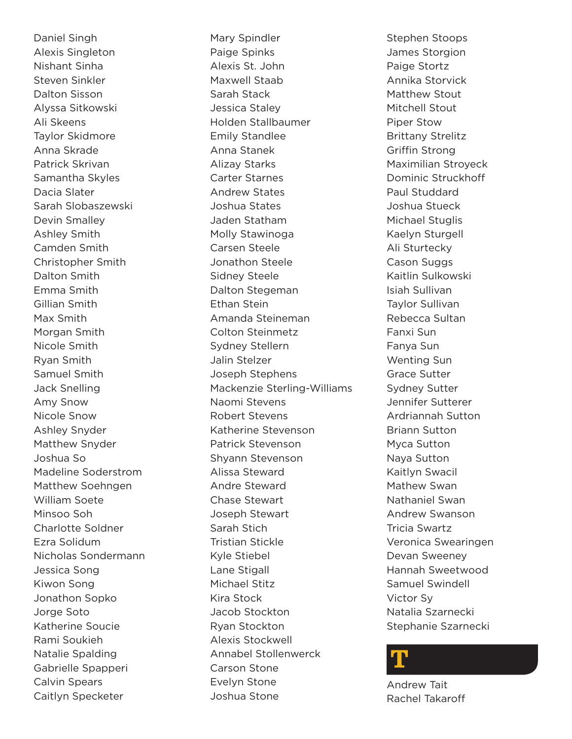Daniel Singh
Alexis Singleton
Nishant Sinha
Steven Sinkler
Dalton Sisson
Alyssa Sitkowski
Ali Skeens
Taylor Skidmore
Anna Skrade
Patrick Skrivan
Samantha Skyles
Dacia Slater
Sarah Slobaszewski
Devin Smalley
Ashley Smith
Camden Smith
Christopher Smith
Dalton Smith
Emma Smith
Gillian Smith
Max Smith
Morgan Smith
Nicole Smith
Ryan Smith
Samuel Smith
Jack Snelling
Amy Snow
Nicole Snow
Ashley Snyder
Matthew Snyder
Joshua So
Madeline Soderstrom
Matthew Soehngen
William Soete
Minsoo Soh
Charlotte Soldner
Ezra Solidum
Nicholas Sondermann
Jessica Song
Kiwon Song
Jonathon Sopko
Jorge Soto
Katherine Soucie
Rami Soukieh
Natalie Spalding
Gabrielle Spapperi
Calvin Spears
Caitlyn Specketer
Mary Spindler
Paige Spinks
Alexis St. John
Maxwell Staab
Sarah Stack
Jessica Staley
Holden Stallbaumer
Emily Standlee
Anna Stanek
Alizay Starks
Carter Starnes
Andrew States
Joshua States
Jaden Statham
Molly Stawinoga
Carsen Steele
Jonathon Steele
Sidney Steele
Dalton Stegeman
Ethan Stein
Amanda Steineman
Colton Steinmetz
Sydney Stellern
Jalin Stelzer
Joseph Stephens
Mackenzie Sterling-Williams
Naomi Stevens
Robert Stevens
Katherine Stevenson
Patrick Stevenson
Shyann Stevenson
Alissa Steward
Andre Steward
Chase Stewart
Joseph Stewart
Sarah Stich
Tristian Stickle
Kyle Stiebel
Lane Stigall
Michael Stitz
Kira Stock
Jacob Stockton
Ryan Stockton
Alexis Stockwell
Annabel Stollenwerck
Carson Stone
Evelyn Stone
Joshua Stone
Stephen Stoops
James Storgion
Paige Stortz
Annika Storvick
Matthew Stout
Mitchell Stout
Piper Stow
Brittany Strelitz
Griffin Strong
Maximilian Stroyeck
Dominic Struckhoff
Paul Studdard
Joshua Stueck
Michael Stuglis
Kaelyn Sturgell
Ali Sturtecky
Cason Suggs
Kaitlin Sulkowski
Isiah Sullivan
Taylor Sullivan
Rebecca Sultan
Fanxi Sun
Fanya Sun
Wenting Sun
Grace Sutter
Sydney Sutter
Jennifer Sutterer
Ardriannah Sutton
Briann Sutton
Myca Sutton
Naya Sutton
Kaitlyn Swacil
Mathew Swan
Nathaniel Swan
Andrew Swanson
Tricia Swartz
Veronica Swearingen
Devan Sweeney
Hannah Sweetwood
Samuel Swindell
Victor Sy
Natalia Szarnecki
Stephanie Szarnecki

# T

Andrew Tait
Rachel Takaroff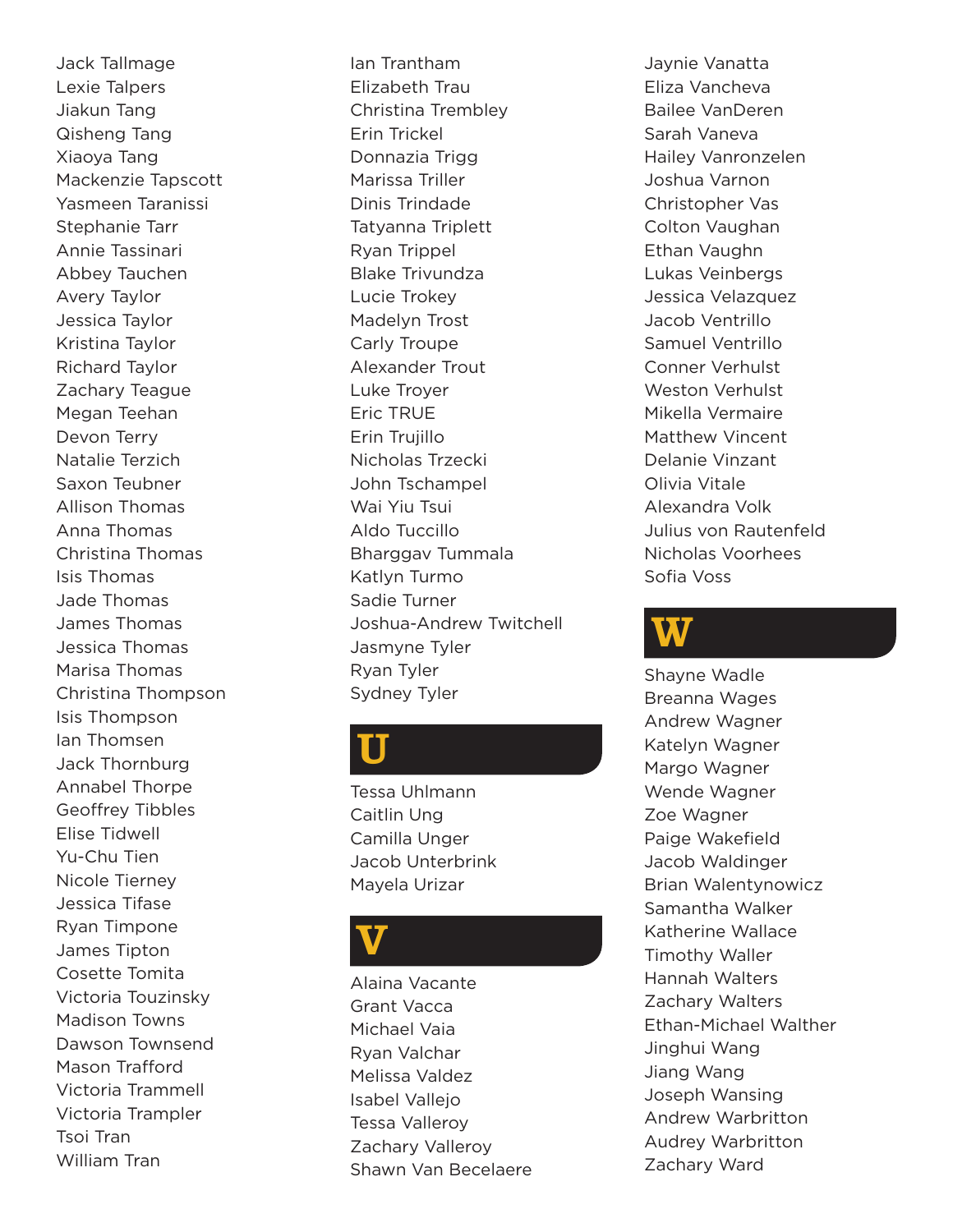Jack Tallmage
Lexie Talpers
Jiakun Tang
Qisheng Tang
Xiaoya Tang
Mackenzie Tapscott
Yasmeen Taranissi
Stephanie Tarr
Annie Tassinari
Abbey Tauchen
Avery Taylor
Jessica Taylor
Kristina Taylor
Richard Taylor
Zachary Teague
Megan Teehan
Devon Terry
Natalie Terzich
Saxon Teubner
Allison Thomas
Anna Thomas
Christina Thomas
Isis Thomas
Jade Thomas
James Thomas
Jessica Thomas
Marisa Thomas
Christina Thompson
Isis Thompson
Ian Thomsen
Jack Thornburg
Annabel Thorpe
Geoffrey Tibbles
Elise Tidwell
Yu-Chu Tien
Nicole Tierney
Jessica Tifase
Ryan Timpone
James Tipton
Cosette Tomita
Victoria Touzinsky
Madison Towns
Dawson Townsend
Mason Trafford
Victoria Trammell
Victoria Trampler
Tsoi Tran
William Tran
Ian Trantham
Elizabeth Trau
Christina Trembley
Erin Trickel
Donnazia Trigg
Marissa Triller
Dinis Trindade
Tatyanna Triplett
Ryan Trippel
Blake Trivundza
Lucie Trokey
Madelyn Trost
Carly Troupe
Alexander Trout
Luke Troyer
Eric TRUE
Erin Trujillo
Nicholas Trzecki
John Tschampel
Wai Yiu Tsui
Aldo Tuccillo
Bharggav Tummala
Katlyn Turmo
Sadie Turner
Joshua-Andrew Twitchell
Jasmyne Tyler
Ryan Tyler
Sydney Tyler

# U

Tessa Uhlmann
Caitlin Ung
Camilla Unger
Jacob Unterbrink
Mayela Urizar

# V

Alaina Vacante
Grant Vacca
Michael Vaia
Ryan Valchar
Melissa Valdez
Isabel Vallejo
Tessa Valleroy
Zachary Valleroy
Shawn Van Becelaere
Jaynie Vanatta
Eliza Vancheva
Bailee VanDeren
Sarah Vaneva
Hailey Vanronzelen
Joshua Varnon
Christopher Vas
Colton Vaughan
Ethan Vaughn
Lukas Veinbergs
Jessica Velazquez
Jacob Ventrillo
Samuel Ventrillo
Conner Verhulst
Weston Verhulst
Mikella Vermaire
Matthew Vincent
Delanie Vinzant
Olivia Vitale
Alexandra Volk
Julius von Rautenfeld
Nicholas Voorhees
Sofia Voss

# W

Shayne Wadle
Breanna Wages
Andrew Wagner
Katelyn Wagner
Margo Wagner
Wende Wagner
Zoe Wagner
Paige Wakefield
Jacob Waldinger
Brian Walentynowicz
Samantha Walker
Katherine Wallace
Timothy Waller
Hannah Walters
Zachary Walters
Ethan-Michael Walther
Jinghui Wang
Jiang Wang
Joseph Wansing
Andrew Warbritton
Audrey Warbritton
Zachary Ward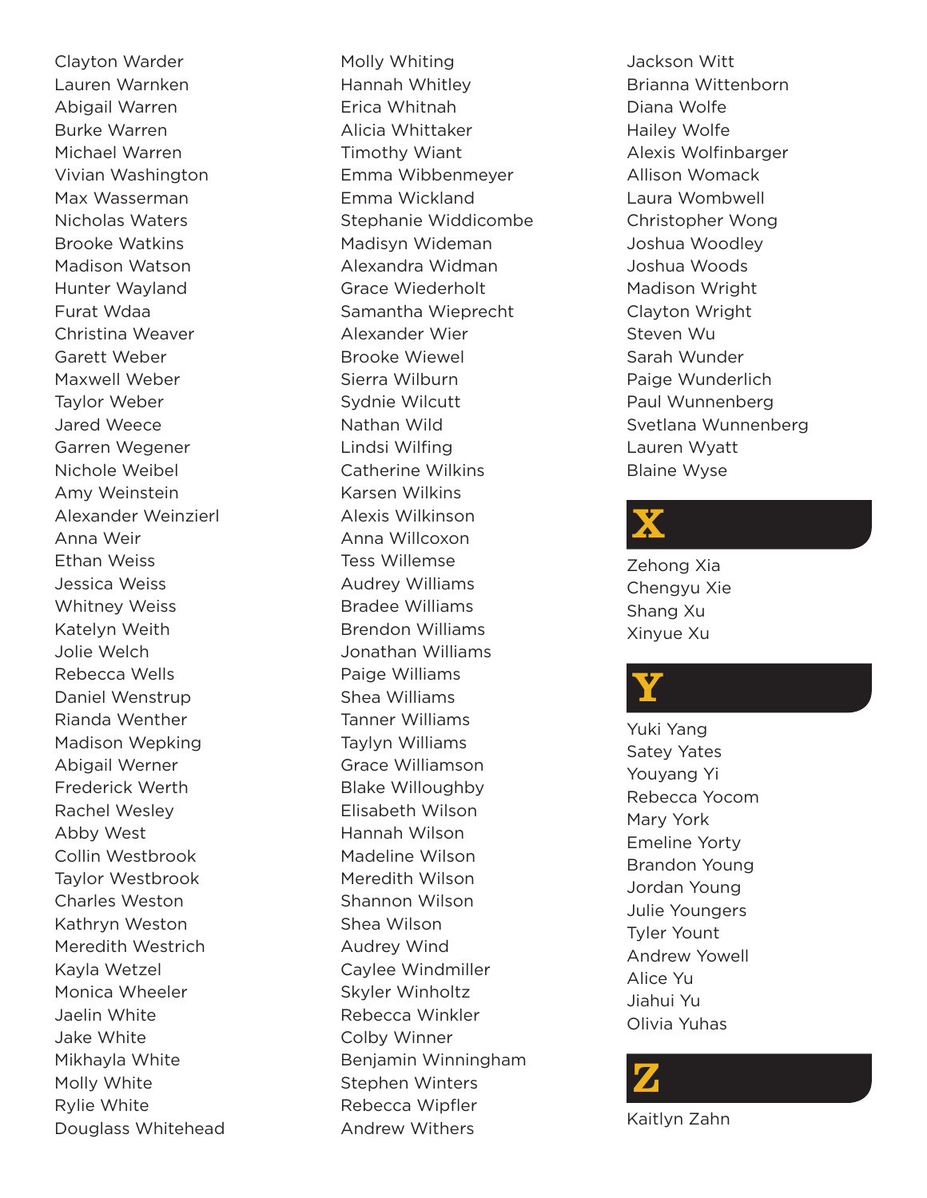Clayton Warder
Lauren Warnken
Abigail Warren
Burke Warren
Michael Warren
Vivian Washington
Max Wasserman
Nicholas Waters
Brooke Watkins
Madison Watson
Hunter Wayland
Furat Wdaa
Christina Weaver
Garett Weber
Maxwell Weber
Taylor Weber
Jared Weece
Garren Wegener
Nichole Weibel
Amy Weinstein
Alexander Weinzierl
Anna Weir
Ethan Weiss
Jessica Weiss
Whitney Weiss
Katelyn Weith
Jolie Welch
Rebecca Wells
Daniel Wenstrup
Rianda Wenther
Madison Wepking
Abigail Werner
Frederick Werth
Rachel Wesley
Abby West
Collin Westbrook
Taylor Westbrook
Charles Weston
Kathryn Weston
Meredith Westrich
Kayla Wetzel
Monica Wheeler
Jaelin White
Jake White
Mikhayla White
Molly White
Rylie White
Douglass Whitehead
Molly Whiting
Hannah Whitley
Erica Whitnah
Alicia Whittaker
Timothy Wiant
Emma Wibbenmeyer
Emma Wickland
Stephanie Widdicombe
Madisyn Wideman
Alexandra Widman
Grace Wiederholt
Samantha Wieprecht
Alexander Wier
Brooke Wiewel
Sierra Wilburn
Sydnie Wilcutt
Nathan Wild
Lindsi Wilfing
Catherine Wilkins
Karsen Wilkins
Alexis Wilkinson
Anna Willcoxon
Tess Willemse
Audrey Williams
Bradee Williams
Brendon Williams
Jonathan Williams
Paige Williams
Shea Williams
Tanner Williams
Taylyn Williams
Grace Williamson
Blake Willoughby
Elisabeth Wilson
Hannah Wilson
Madeline Wilson
Meredith Wilson
Shannon Wilson
Shea Wilson
Audrey Wind
Caylee Windmiller
Skyler Winholtz
Rebecca Winkler
Colby Winner
Benjamin Winningham
Stephen Winters
Rebecca Wipfler
Andrew Withers
Jackson Witt
Brianna Wittenborn
Diana Wolfe
Hailey Wolfe
Alexis Wolfinbarger
Allison Womack
Laura Wombwell
Christopher Wong
Joshua Woodley
Joshua Woods
Madison Wright
Clayton Wright
Steven Wu
Sarah Wunder
Paige Wunderlich
Paul Wunnenberg
Svetlana Wunnenberg
Lauren Wyatt
Blaine Wyse

# X

Zehong Xia
Chengyu Xie
Shang Xu
Xinyue Xu

# Y

Yuki Yang
Satey Yates
Youyang Yi
Rebecca Yocom
Mary York
Emeline Yorty
Brandon Young
Jordan Young
Julie Youngers
Tyler Yount
Andrew Yowell
Alice Yu
Jiahui Yu
Olivia Yuhas

# Z

Kaitlyn Zahn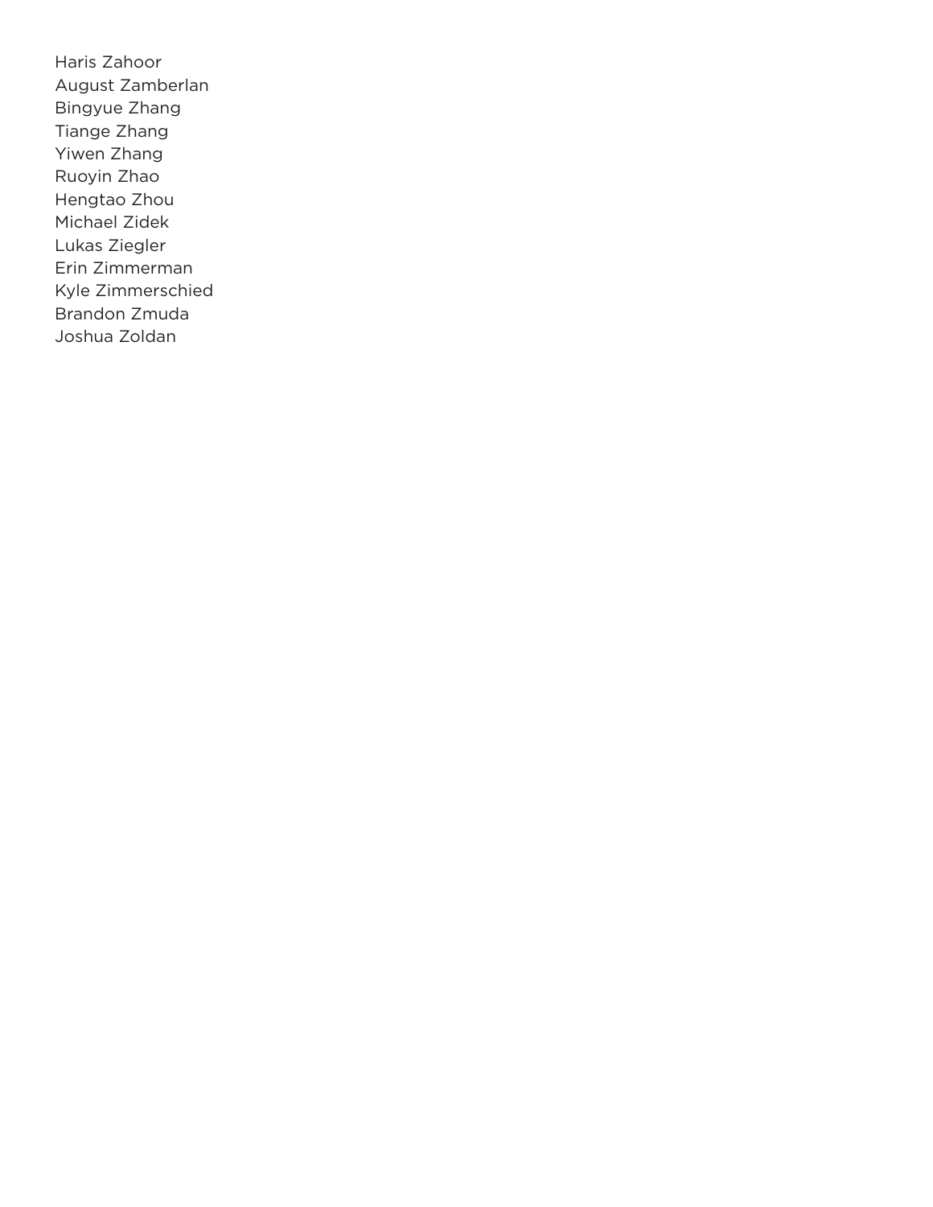Haris Zahoor
August Zamberlan
Bingyue Zhang
Tiange Zhang
Yiwen Zhang
Ruoyin Zhao
Hengtao Zhou
Michael Zidek
Lukas Ziegler
Erin Zimmerman
Kyle Zimmerschied
Brandon Zmuda
Joshua Zoldan